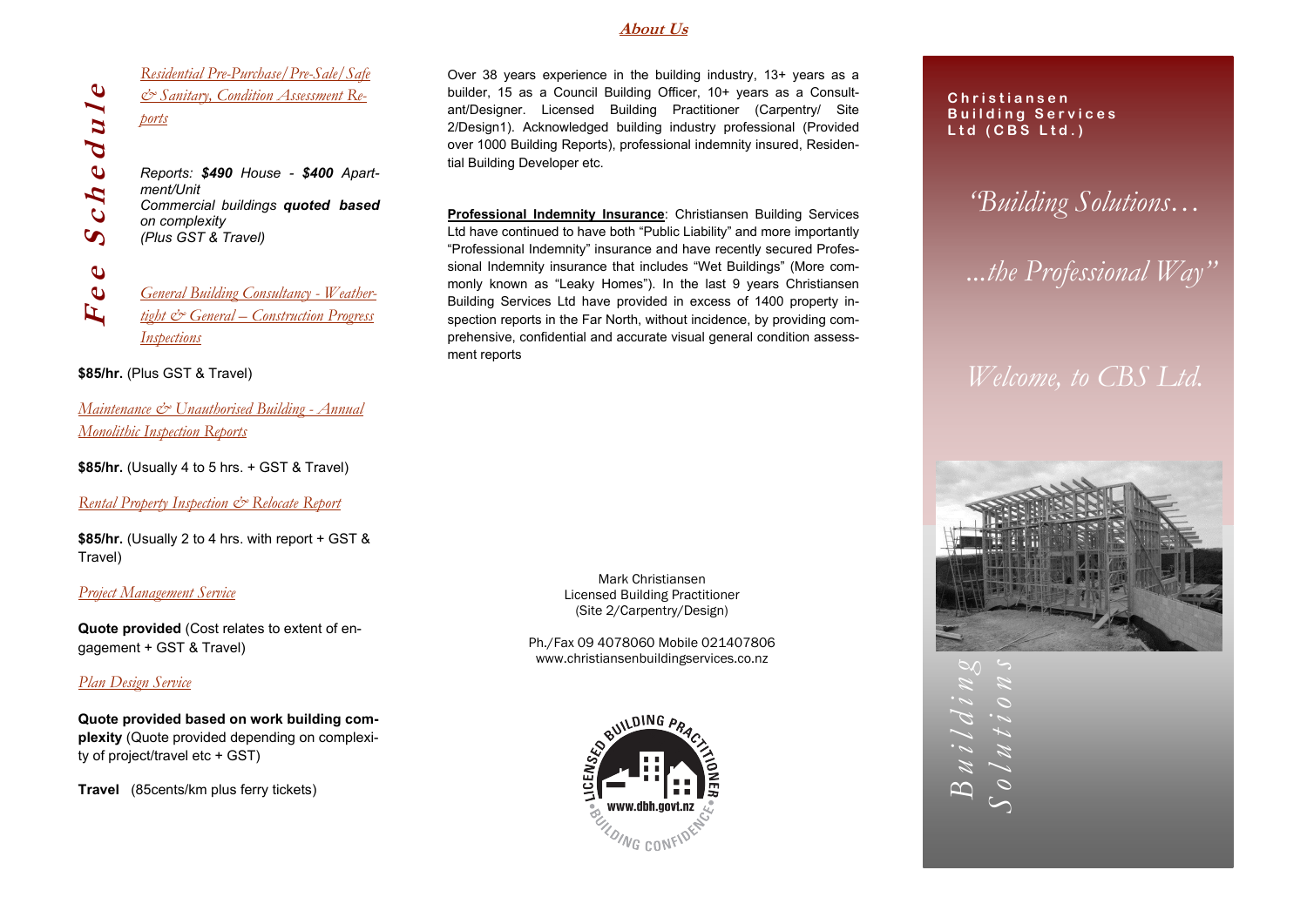# Fee Schedule

*Residential Pre-Purchase/Pre-Sale/Safe & Sanitary, Condition Assessment Reports*

*Reports: **$490** House - **$400** Apartment/Unit*
*Commercial buildings **quoted based on complexity***
*(Plus GST & Travel)*

*General Building Consultancy - Weathertight & General – Construction Progress Inspections*

**$85/hr.** (Plus GST & Travel)

*Maintenance & Unauthorised Building - Annual Monolithic Inspection Reports*

**$85/hr.** (Usually 4 to 5 hrs. + GST & Travel)

*Rental Property Inspection & Relocate Report*

**$85/hr.** (Usually 2 to 4 hrs. with report + GST & Travel)

*Project Management Service*

**Quote provided** (Cost relates to extent of engagement + GST & Travel)

*Plan Design Service*

**Quote provided based on work building complexity** (Quote provided depending on complexity of project/travel etc + GST)

**Travel** (85cents/km plus ferry tickets)

## About Us

Over 38 years experience in the building industry, 13+ years as a builder, 15 as a Council Building Officer, 10+ years as a Consultant/Designer. Licensed Building Practitioner (Carpentry/ Site 2/Design1). Acknowledged building industry professional (Provided over 1000 Building Reports), professional indemnity insured, Residential Building Developer etc.

**Professional Indemnity Insurance**: Christiansen Building Services Ltd have continued to have both “Public Liability” and more importantly “Professional Indemnity” insurance and have recently secured Professional Indemnity insurance that includes “Wet Buildings” (More commonly known as “Leaky Homes”). In the last 9 years Christiansen Building Services Ltd have provided in excess of 1400 property inspection reports in the Far North, without incidence, by providing comprehensive, confidential and accurate visual general condition assessment reports

Mark Christiansen
Licensed Building Practitioner
(Site 2/Carpentry/Design)

Ph./Fax 09 4078060 Mobile 021407806
www.christiansenbuildingservices.co.nz

LICENSED BUILDING PRACTITIONER
www.dbh.govt.nz
BUILDING CONFIDENCE

**Christiansen Building Services Ltd (CBS Ltd.)**

*“Building Solutions…*

*…the Professional Way”*

*Welcome, to CBS Ltd.*

*Building Solutions*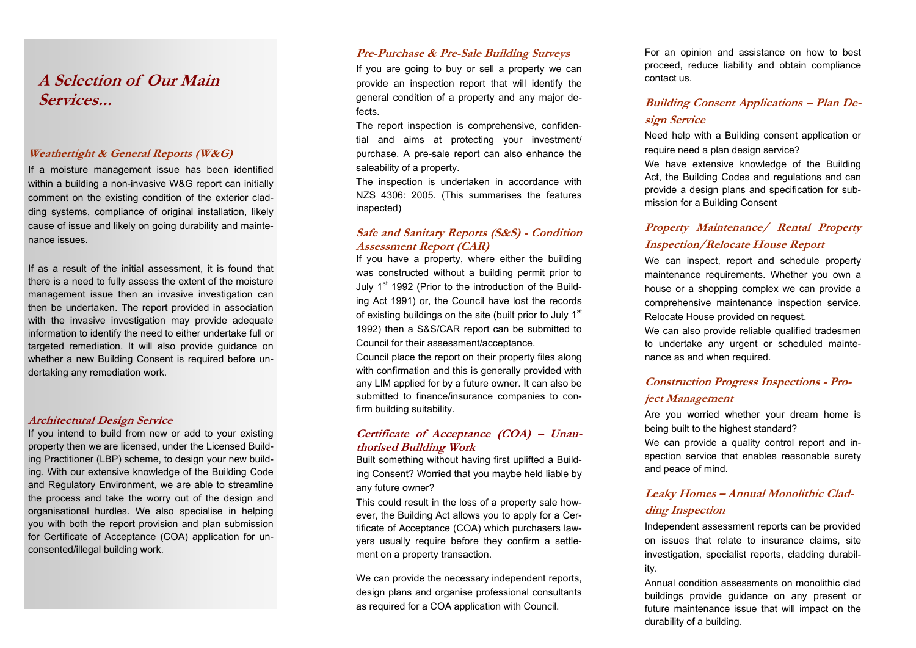# A Selection of Our Main Services...

### Weathertight & General Reports (W&G)

If a moisture management issue has been identified within a building a non-invasive W&G report can initially comment on the existing condition of the exterior cladding systems, compliance of original installation, likely cause of issue and likely on going durability and maintenance issues.

If as a result of the initial assessment, it is found that there is a need to fully assess the extent of the moisture management issue then an invasive investigation can then be undertaken. The report provided in association with the invasive investigation may provide adequate information to identify the need to either undertake full or targeted remediation. It will also provide guidance on whether a new Building Consent is required before undertaking any remediation work.

### Architectural Design Service

If you intend to build from new or add to your existing property then we are licensed, under the Licensed Building Practitioner (LBP) scheme, to design your new building. With our extensive knowledge of the Building Code and Regulatory Environment, we are able to streamline the process and take the worry out of the design and organisational hurdles. We also specialise in helping you with both the report provision and plan submission for Certificate of Acceptance (COA) application for unconsented/illegal building work.

### Pre-Purchase & Pre-Sale Building Surveys

If you are going to buy or sell a property we can provide an inspection report that will identify the general condition of a property and any major defects.

The report inspection is comprehensive, confidential and aims at protecting your investment/purchase. A pre-sale report can also enhance the saleability of a property.

The inspection is undertaken in accordance with NZS 4306: 2005. (This summarises the features inspected)

### Safe and Sanitary Reports (S&S) - Condition Assessment Report (CAR)

If you have a property, where either the building was constructed without a building permit prior to July 1st 1992 (Prior to the introduction of the Building Act 1991) or, the Council have lost the records of existing buildings on the site (built prior to July 1st 1992) then a S&S/CAR report can be submitted to Council for their assessment/acceptance.

Council place the report on their property files along with confirmation and this is generally provided with any LIM applied for by a future owner. It can also be submitted to finance/insurance companies to confirm building suitability.

### Certificate of Acceptance (COA) – Unauthorised Building Work

Built something without having first uplifted a Building Consent? Worried that you maybe held liable by any future owner?

This could result in the loss of a property sale however, the Building Act allows you to apply for a Certificate of Acceptance (COA) which purchasers lawyers usually require before they confirm a settlement on a property transaction.

We can provide the necessary independent reports, design plans and organise professional consultants as required for a COA application with Council.

For an opinion and assistance on how to best proceed, reduce liability and obtain compliance contact us.

### Building Consent Applications – Plan Design Service

Need help with a Building consent application or require need a plan design service?

We have extensive knowledge of the Building Act, the Building Codes and regulations and can provide a design plans and specification for submission for a Building Consent

### Property Maintenance/ Rental Property Inspection/Relocate House Report

We can inspect, report and schedule property maintenance requirements. Whether you own a house or a shopping complex we can provide a comprehensive maintenance inspection service. Relocate House provided on request.

We can also provide reliable qualified tradesmen to undertake any urgent or scheduled maintenance as and when required.

### Construction Progress Inspections - Project Management

Are you worried whether your dream home is being built to the highest standard?

We can provide a quality control report and inspection service that enables reasonable surety and peace of mind.

### Leaky Homes – Annual Monolithic Cladding Inspection

Independent assessment reports can be provided on issues that relate to insurance claims, site investigation, specialist reports, cladding durability.

Annual condition assessments on monolithic clad buildings provide guidance on any present or future maintenance issue that will impact on the durability of a building.